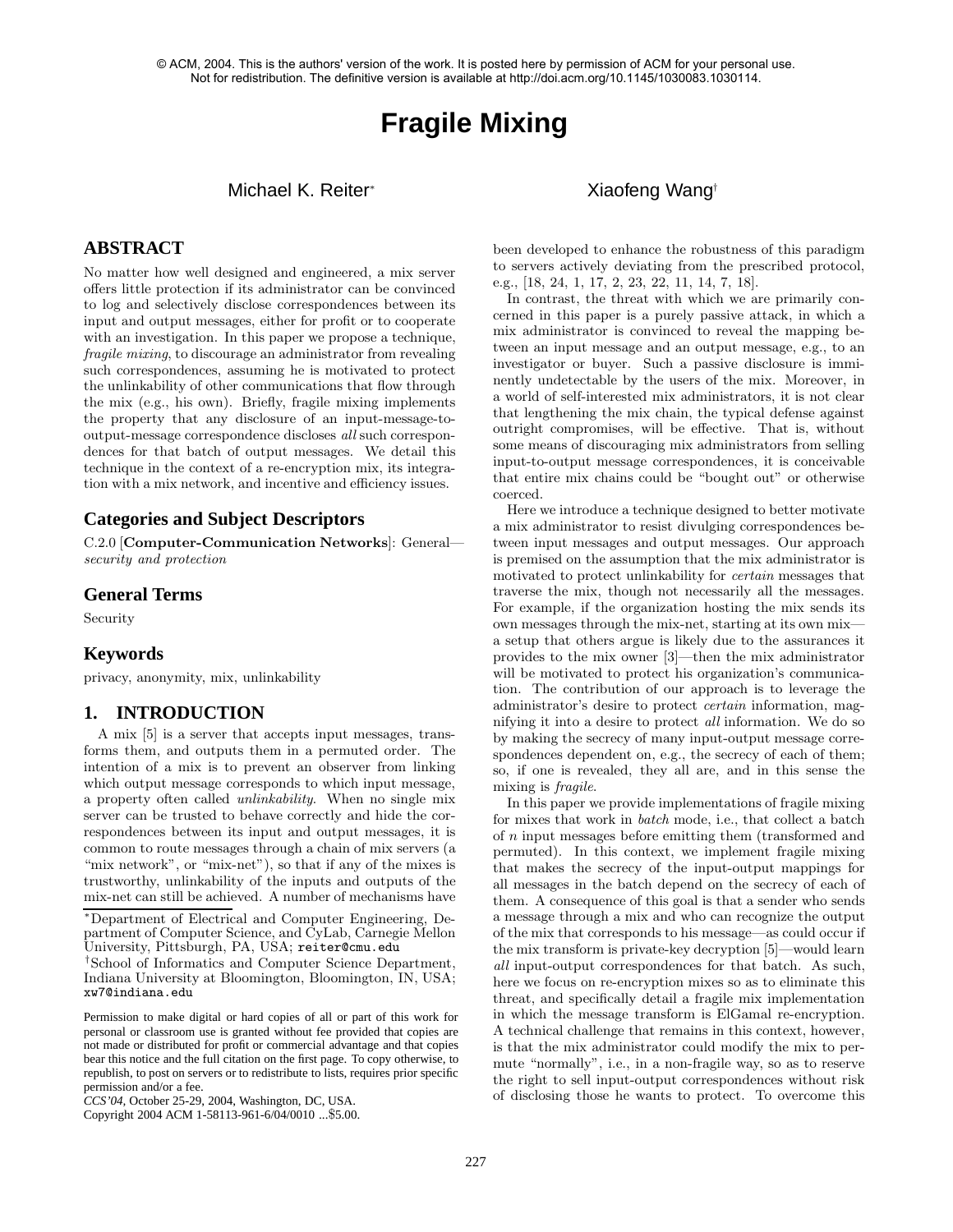© ACM, 2004. This is the authors' version of the work. It is posted here by permission of ACM for your personal use. Not for redistribution. The definitive version is available at http://doi.acm.org/10.1145/1030083.1030114.

# Fragile Mixing

Michael K. Reiter*

Xiaofeng Wang†

## ABSTRACT

No matter how well designed and engineered, a mix server offers little protection if its administrator can be convinced to log and selectively disclose correspondences between its input and output messages, either for profit or to cooperate with an investigation. In this paper we propose a technique, *fragile mixing*, to discourage an administrator from revealing such correspondences, assuming he is motivated to protect the unlinkability of other communications that flow through the mix (e.g., his own). Briefly, fragile mixing implements the property that any disclosure of an input-message-to-output-message correspondence discloses *all* such correspondences for that batch of output messages. We detail this technique in the context of a re-encryption mix, its integration with a mix network, and incentive and efficiency issues.

## Categories and Subject Descriptors

C.2.0 [**Computer-Communication Networks**]: General—*security and protection*

## General Terms

Security

## Keywords

privacy, anonymity, mix, unlinkability

## 1. INTRODUCTION

A mix [5] is a server that accepts input messages, transforms them, and outputs them in a permuted order. The intention of a mix is to prevent an observer from linking which output message corresponds to which input message, a property often called *unlinkability*. When no single mix server can be trusted to behave correctly and hide the correspondences between its input and output messages, it is common to route messages through a chain of mix servers (a "mix network", or "mix-net"), so that if any of the mixes is trustworthy, unlinkability of the inputs and outputs of the mix-net can still be achieved. A number of mechanisms have been developed to enhance the robustness of this paradigm to servers actively deviating from the prescribed protocol, e.g., [18, 24, 1, 17, 2, 23, 22, 11, 14, 7, 18].

In contrast, the threat with which we are primarily concerned in this paper is a purely passive attack, in which a mix administrator is convinced to reveal the mapping between an input message and an output message, e.g., to an investigator or buyer. Such a passive disclosure is imminently undetectable by the users of the mix. Moreover, in a world of self-interested mix administrators, it is not clear that lengthening the mix chain, the typical defense against outright compromises, will be effective. That is, without some means of discouraging mix administrators from selling input-to-output message correspondences, it is conceivable that entire mix chains could be "bought out" or otherwise coerced.

Here we introduce a technique designed to better motivate a mix administrator to resist divulging correspondences between input messages and output messages. Our approach is premised on the assumption that the mix administrator is motivated to protect unlinkability for *certain* messages that traverse the mix, though not necessarily all the messages. For example, if the organization hosting the mix sends its own messages through the mix-net, starting at its own mix—a setup that others argue is likely due to the assurances it provides to the mix owner [3]—then the mix administrator will be motivated to protect his organization's communication. The contribution of our approach is to leverage the administrator's desire to protect *certain* information, magnifying it into a desire to protect *all* information. We do so by making the secrecy of many input-output message correspondences dependent on, e.g., the secrecy of each of them; so, if one is revealed, they all are, and in this sense the mixing is *fragile*.

In this paper we provide implementations of fragile mixing for mixes that work in *batch* mode, i.e., that collect a batch of $n$ input messages before emitting them (transformed and permuted). In this context, we implement fragile mixing that makes the secrecy of the input-output mappings for all messages in the batch depend on the secrecy of each of them. A consequence of this goal is that a sender who sends a message through a mix and who can recognize the output of the mix that corresponds to his message—as could occur if the mix transform is private-key decryption [5]—would learn *all* input-output correspondences for that batch. As such, here we focus on re-encryption mixes so as to eliminate this threat, and specifically detail a fragile mix implementation in which the message transform is ElGamal re-encryption. A technical challenge that remains in this context, however, is that the mix administrator could modify the mix to permute "normally", i.e., in a non-fragile way, so as to reserve the right to sell input-output correspondences without risk of disclosing those he wants to protect. To overcome this

---

*Department of Electrical and Computer Engineering, Department of Computer Science, and CyLab, Carnegie Mellon University, Pittsburgh, PA, USA; reiter@cmu.edu

†School of Informatics and Computer Science Department, Indiana University at Bloomington, Bloomington, IN, USA; xw7@indiana.edu

Permission to make digital or hard copies of all or part of this work for personal or classroom use is granted without fee provided that copies are not made or distributed for profit or commercial advantage and that copies bear this notice and the full citation on the first page. To copy otherwise, to republish, to post on servers or to redistribute to lists, requires prior specific permission and/or a fee.

*CCS'04*, October 25-29, 2004, Washington, DC, USA.
Copyright 2004 ACM 1-58113-961-6/04/0010 ...$5.00.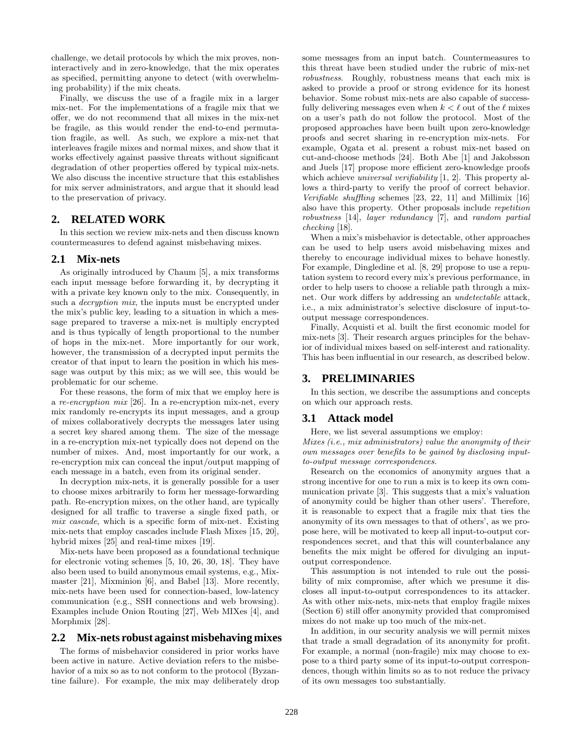challenge, we detail protocols by which the mix proves, non-interactively and in zero-knowledge, that the mix operates as specified, permitting anyone to detect (with overwhelming probability) if the mix cheats.

Finally, we discuss the use of a fragile mix in a larger mix-net. For the implementations of a fragile mix that we offer, we do not recommend that all mixes in the mix-net be fragile, as this would render the end-to-end permutation fragile, as well. As such, we explore a mix-net that interleaves fragile mixes and normal mixes, and show that it works effectively against passive threats without significant degradation of other properties offered by typical mix-nets. We also discuss the incentive structure that this establishes for mix server administrators, and argue that it should lead to the preservation of privacy.

## 2. RELATED WORK

In this section we review mix-nets and then discuss known countermeasures to defend against misbehaving mixes.

### 2.1 Mix-nets

As originally introduced by Chaum [5], a mix transforms each input message before forwarding it, by decrypting it with a private key known only to the mix. Consequently, in such a *decryption mix*, the inputs must be encrypted under the mix's public key, leading to a situation in which a message prepared to traverse a mix-net is multiply encrypted and is thus typically of length proportional to the number of hops in the mix-net. More importantly for our work, however, the transmission of a decrypted input permits the creator of that input to learn the position in which his message was output by this mix; as we will see, this would be problematic for our scheme.

For these reasons, the form of mix that we employ here is a *re-encryption mix* [26]. In a re-encryption mix-net, every mix randomly re-encrypts its input messages, and a group of mixes collaboratively decrypts the messages later using a secret key shared among them. The size of the message in a re-encryption mix-net typically does not depend on the number of mixes. And, most importantly for our work, a re-encryption mix can conceal the input/output mapping of each message in a batch, even from its original sender.

In decryption mix-nets, it is generally possible for a user to choose mixes arbitrarily to form her message-forwarding path. Re-encryption mixes, on the other hand, are typically designed for all traffic to traverse a single fixed path, or *mix cascade*, which is a specific form of mix-net. Existing mix-nets that employ cascades include Flash Mixes [15, 20], hybrid mixes [25] and real-time mixes [19].

Mix-nets have been proposed as a foundational technique for electronic voting schemes [5, 10, 26, 30, 18]. They have also been used to build anonymous email systems, e.g., Mixmaster [21], Mixminion [6], and Babel [13]. More recently, mix-nets have been used for connection-based, low-latency communication (e.g., SSH connections and web browsing). Examples include Onion Routing [27], Web MIXes [4], and Morphmix [28].

### 2.2 Mix-nets robust against misbehaving mixes

The forms of misbehavior considered in prior works have been active in nature. Active deviation refers to the misbehavior of a mix so as to not conform to the protocol (Byzantine failure). For example, the mix may deliberately drop some messages from an input batch. Countermeasures to this threat have been studied under the rubric of mix-net *robustness*. Roughly, robustness means that each mix is asked to provide a proof or strong evidence for its honest behavior. Some robust mix-nets are also capable of successfully delivering messages even when $k < \ell$ out of the $\ell$ mixes on a user's path do not follow the protocol. Most of the proposed approaches have been built upon zero-knowledge proofs and secret sharing in re-encryption mix-nets. For example, Ogata et al. present a robust mix-net based on cut-and-choose methods [24]. Both Abe [1] and Jakobsson and Juels [17] propose more efficient zero-knowledge proofs which achieve *universal verifiability* [1, 2]. This property allows a third-party to verify the proof of correct behavior. *Verifiable shuffling* schemes [23, 22, 11] and Millimix [16] also have this property. Other proposals include *repetition robustness* [14], *layer redundancy* [7], and *random partial checking* [18].

When a mix's misbehavior is detectable, other approaches can be used to help users avoid misbehaving mixes and thereby to encourage individual mixes to behave honestly. For example, Dingledine et al. [8, 29] propose to use a reputation system to record every mix's previous performance, in order to help users to choose a reliable path through a mix-net. Our work differs by addressing an *undetectable* attack, i.e., a mix administrator's selective disclosure of input-to-output message correspondences.

Finally, Acquisti et al. built the first economic model for mix-nets [3]. Their research argues principles for the behavior of individual mixes based on self-interest and rationality. This has been influential in our research, as described below.

## 3. PRELIMINARIES

In this section, we describe the assumptions and concepts on which our approach rests.

### 3.1 Attack model

Here, we list several assumptions we employ:

*Mixes (i.e., mix administrators) value the anonymity of their own messages over benefits to be gained by disclosing input-to-output message correspondences.*

Research on the economics of anonymity argues that a strong incentive for one to run a mix is to keep its own communication private [3]. This suggests that a mix's valuation of anonymity could be higher than other users'. Therefore, it is reasonable to expect that a fragile mix that ties the anonymity of its own messages to that of others', as we propose here, will be motivated to keep all input-to-output correspondences secret, and that this will counterbalance any benefits the mix might be offered for divulging an input-output correspondence.

This assumption is not intended to rule out the possibility of mix compromise, after which we presume it discloses all input-to-output correspondences to its attacker. As with other mix-nets, mix-nets that employ fragile mixes (Section 6) still offer anonymity provided that compromised mixes do not make up too much of the mix-net.

In addition, in our security analysis we will permit mixes that trade a small degradation of its anonymity for profit. For example, a normal (non-fragile) mix may choose to expose to a third party some of its input-to-output correspondences, though within limits so as to not reduce the privacy of its own messages too substantially.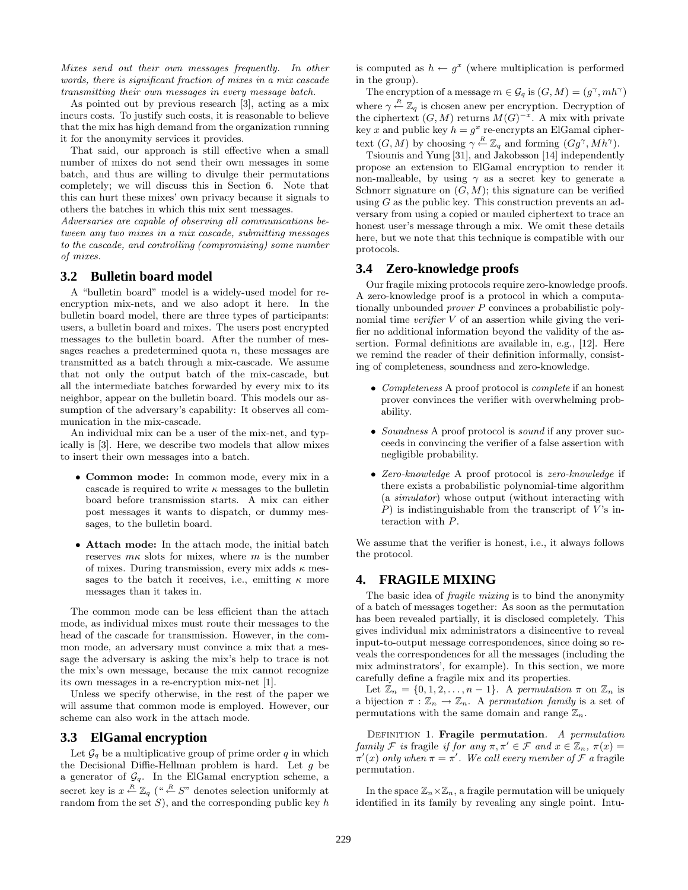*Mixes send out their own messages frequently. In other words, there is significant fraction of mixes in a mix cascade transmitting their own messages in every message batch.*

As pointed out by previous research [3], acting as a mix incurs costs. To justify such costs, it is reasonable to believe that the mix has high demand from the organization running it for the anonymity services it provides.

That said, our approach is still effective when a small number of mixes do not send their own messages in some batch, and thus are willing to divulge their permutations completely; we will discuss this in Section 6. Note that this can hurt these mixes' own privacy because it signals to others the batches in which this mix sent messages.

*Adversaries are capable of observing all communications between any two mixes in a mix cascade, submitting messages to the cascade, and controlling (compromising) some number of mixes.*

## 3.2 Bulletin board model

A "bulletin board" model is a widely-used model for re-encryption mix-nets, and we also adopt it here. In the bulletin board model, there are three types of participants: users, a bulletin board and mixes. The users post encrypted messages to the bulletin board. After the number of messages reaches a predetermined quota $n$, these messages are transmitted as a batch through a mix-cascade. We assume that not only the output batch of the mix-cascade, but all the intermediate batches forwarded by every mix to its neighbor, appear on the bulletin board. This models our assumption of the adversary's capability: It observes all communication in the mix-cascade.

An individual mix can be a user of the mix-net, and typically is [3]. Here, we describe two models that allow mixes to insert their own messages into a batch.

- **Common mode:** In common mode, every mix in a cascade is required to write $\kappa$ messages to the bulletin board before transmission starts. A mix can either post messages it wants to dispatch, or dummy messages, to the bulletin board.
- **Attach mode:** In the attach mode, the initial batch reserves $m\kappa$ slots for mixes, where $m$ is the number of mixes. During transmission, every mix adds $\kappa$ messages to the batch it receives, i.e., emitting $\kappa$ more messages than it takes in.

The common mode can be less efficient than the attach mode, as individual mixes must route their messages to the head of the cascade for transmission. However, in the common mode, an adversary must convince a mix that a message the adversary is asking the mix's help to trace is not the mix's own message, because the mix cannot recognize its own messages in a re-encryption mix-net [1].

Unless we specify otherwise, in the rest of the paper we will assume that common mode is employed. However, our scheme can also work in the attach mode.

## 3.3 ElGamal encryption

Let $\mathcal{G}_q$ be a multiplicative group of prime order $q$ in which the Decisional Diffie-Hellman problem is hard. Let $g$ be a generator of $\mathcal{G}_q$. In the ElGamal encryption scheme, a secret key is $x \overset{R}{\leftarrow} \mathbb{Z}_q$ ("$\overset{R}{\leftarrow} S$" denotes selection uniformly at random from the set $S$), and the corresponding public key $h$ is computed as $h \leftarrow g^x$ (where multiplication is performed in the group).

The encryption of a message $m \in \mathcal{G}_q$ is $(G, M) = (g^\gamma, mh^\gamma)$ where $\gamma \overset{R}{\leftarrow} \mathbb{Z}_q$ is chosen anew per encryption. Decryption of the ciphertext $(G, M)$ returns $M(G)^{-x}$. A mix with private key $x$ and public key $h = g^x$ re-encrypts an ElGamal ciphertext $(G, M)$ by choosing $\gamma \overset{R}{\leftarrow} \mathbb{Z}_q$ and forming $(Gg^\gamma, Mh^\gamma)$.

Tsiounis and Yung [31], and Jakobsson [14] independently propose an extension to ElGamal encryption to render it non-malleable, by using $\gamma$ as a secret key to generate a Schnorr signature on $(G, M)$; this signature can be verified using $G$ as the public key. This construction prevents an adversary from using a copied or mauled ciphertext to trace an honest user's message through a mix. We omit these details here, but we note that this technique is compatible with our protocols.

## 3.4 Zero-knowledge proofs

Our fragile mixing protocols require zero-knowledge proofs. A zero-knowledge proof is a protocol in which a computationally unbounded *prover* $P$ convinces a probabilistic polynomial time *verifier* $V$ of an assertion while giving the verifier no additional information beyond the validity of the assertion. Formal definitions are available in, e.g., [12]. Here we remind the reader of their definition informally, consisting of completeness, soundness and zero-knowledge.

- *Completeness* A proof protocol is *complete* if an honest prover convinces the verifier with overwhelming probability.
- *Soundness* A proof protocol is *sound* if any prover succeeds in convincing the verifier of a false assertion with negligible probability.
- *Zero-knowledge* A proof protocol is *zero-knowledge* if there exists a probabilistic polynomial-time algorithm (a *simulator*) whose output (without interacting with $P$) is indistinguishable from the transcript of $V$'s interaction with $P$.

We assume that the verifier is honest, i.e., it always follows the protocol.

# 4. FRAGILE MIXING

The basic idea of *fragile mixing* is to bind the anonymity of a batch of messages together: As soon as the permutation has been revealed partially, it is disclosed completely. This gives individual mix administrators a disincentive to reveal input-to-output message correspondences, since doing so reveals the correspondences for all the messages (including the mix adminstrators', for example). In this section, we more carefully define a fragile mix and its properties.

Let $\mathbb{Z}_n = \{0, 1, 2, \ldots, n-1\}$. A *permutation* $\pi$ on $\mathbb{Z}_n$ is a bijection $\pi : \mathbb{Z}_n \rightarrow \mathbb{Z}_n$. A *permutation family* is a set of permutations with the same domain and range $\mathbb{Z}_n$.

Definition 1. **Fragile permutation**. *A permutation family $\mathcal{F}$ is* fragile *if for any $\pi, \pi' \in \mathcal{F}$ and $x \in \mathbb{Z}_n$, $\pi(x) = \pi'(x)$ only when $\pi = \pi'$. We call every member of $\mathcal{F}$ a* fragile *permutation.*

In the space $\mathbb{Z}_n \times \mathbb{Z}_n$, a fragile permutation will be uniquely identified in its family by revealing any single point. Intu-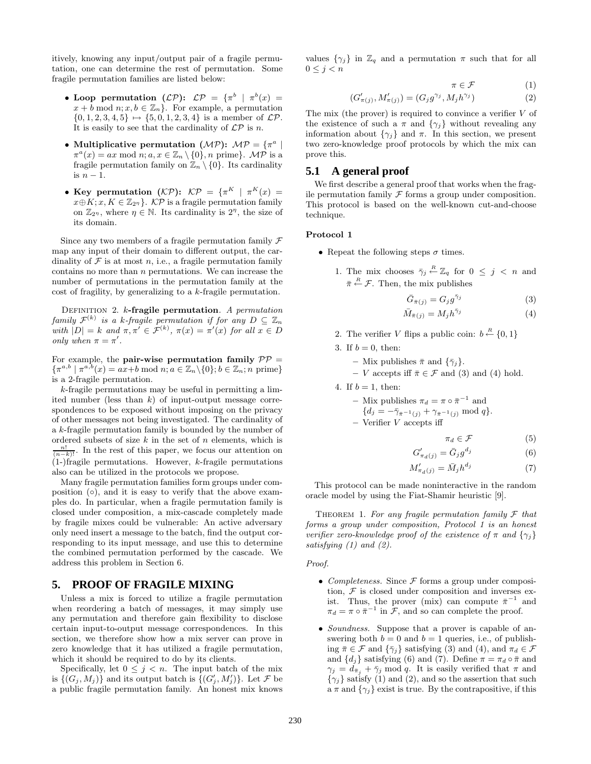itively, knowing any input/output pair of a fragile permutation, one can determine the rest of permutation. Some fragile permutation families are listed below:

- **Loop permutation ($\mathcal{LP}$):** $\mathcal{LP} = \{\pi^b \mid \pi^b(x) = x + b \bmod n; x, b \in \mathbb{Z}_n\}$. For example, a permutation $\{0, 1, 2, 3, 4, 5\} \mapsto \{5, 0, 1, 2, 3, 4\}$ is a member of $\mathcal{LP}$. It is easily to see that the cardinality of $\mathcal{LP}$ is $n$.
- **Multiplicative permutation ($\mathcal{MP}$):** $\mathcal{MP} = \{\pi^a \mid \pi^a(x) = ax \bmod n; a, x \in \mathbb{Z}_n \setminus \{0\}, n \text{ prime}\}$. $\mathcal{MP}$ is a fragile permutation family on $\mathbb{Z}_n \setminus \{0\}$. Its cardinality is $n - 1$.
- **Key permutation ($\mathcal{KP}$):** $\mathcal{KP} = \{\pi^K \mid \pi^K(x) = x \oplus K; x, K \in \mathbb{Z}_{2^\eta}\}$. $\mathcal{KP}$ is a fragile permutation family on $\mathbb{Z}_{2^\eta}$, where $\eta \in \mathbb{N}$. Its cardinality is $2^\eta$, the size of its domain.

Since any two members of a fragile permutation family $\mathcal{F}$ map any input of their domain to different output, the cardinality of $\mathcal{F}$ is at most $n$, i.e., a fragile permutation family contains no more than $n$ permutations. We can increase the number of permutations in the permutation family at the cost of fragility, by generalizing to a $k$-fragile permutation.

Definition 2. **$k$-fragile permutation**. *A permutation family $\mathcal{F}^{(k)}$ is a $k$-fragile permutation if for any $D \subseteq \mathbb{Z}_n$ with $|D| = k$ and $\pi, \pi' \in \mathcal{F}^{(k)}$, $\pi(x) = \pi'(x)$ for all $x \in D$ only when $\pi = \pi'$.*

For example, the **pair-wise permutation family** $\mathcal{PP} = \{\pi^{a,b} \mid \pi^{a,b}(x) = ax + b \bmod n; a \in \mathbb{Z}_n \setminus \{0\}; b \in \mathbb{Z}_n; n \text{ prime}\}$ is a 2-fragile permutation.

$k$-fragile permutations may be useful in permitting a limited number (less than $k$) of input-output message correspondences to be exposed without imposing on the privacy of other messages not being investigated. The cardinality of a $k$-fragile permutation family is bounded by the number of ordered subsets of size $k$ in the set of $n$ elements, which is $\frac{n!}{(n-k)!}$. In the rest of this paper, we focus our attention on (1-)fragile permutations. However, $k$-fragile permutations also can be utilized in the protocols we propose.

Many fragile permutation families form groups under composition ($\circ$), and it is easy to verify that the above examples do. In particular, when a fragile permutation family is closed under composition, a mix-cascade completely made by fragile mixes could be vulnerable: An active adversary only need insert a message to the batch, find the output corresponding to its input message, and use this to determine the combined permutation performed by the cascade. We address this problem in Section 6.

## 5. PROOF OF FRAGILE MIXING

Unless a mix is forced to utilize a fragile permutation when reordering a batch of messages, it may simply use any permutation and therefore gain flexibility to disclose certain input-to-output message correspondences. In this section, we therefore show how a mix server can prove in zero knowledge that it has utilized a fragile permutation, which it should be required to do by its clients.

Specifically, let $0 \leq j < n$. The input batch of the mix is $\{(G_j, M_j)\}$ and its output batch is $\{(G'_j, M'_j)\}$. Let $\mathcal{F}$ be a public fragile permutation family. An honest mix knows values $\{\gamma_j\}$ in $\mathbb{Z}_q$ and a permutation $\pi$ such that for all $0 \leq j < n$

$$\pi \in \mathcal{F} \tag{1}$$

$$(G'_{\pi(j)}, M'_{\pi(j)}) = (G_j g^{\gamma_j}, M_j h^{\gamma_j}) \tag{2}$$

The mix (the prover) is required to convince a verifier $V$ of the existence of such a $\pi$ and $\{\gamma_j\}$ without revealing any information about $\{\gamma_j\}$ and $\pi$. In this section, we present two zero-knowledge proof protocols by which the mix can prove this.

### 5.1 A general proof

We first describe a general proof that works when the fragile permutation family $\mathcal{F}$ forms a group under composition. This protocol is based on the well-known cut-and-choose technique.

**Protocol 1**

- Repeat the following steps $\sigma$ times.
  1. The mix chooses $\bar{\gamma}_j \xleftarrow{R} \mathbb{Z}_q$ for $0 \leq j < n$ and $\bar{\pi} \xleftarrow{R} \mathcal{F}$. Then, the mix publishes
  $$\bar{G}_{\bar{\pi}(j)} = G_j g^{\bar{\gamma}_j} \tag{3}$$
  $$\bar{M}_{\bar{\pi}(j)} = M_j h^{\bar{\gamma}_j} \tag{4}$$
  2. The verifier $V$ flips a public coin: $b \xleftarrow{R} \{0, 1\}$
  3. If $b = 0$, then:
     - Mix publishes $\bar{\pi}$ and $\{\bar{\gamma}_j\}$.
     - $V$ accepts iff $\bar{\pi} \in \mathcal{F}$ and (3) and (4) hold.
  4. If $b = 1$, then:
     - Mix publishes $\pi_d = \pi \circ \bar{\pi}^{-1}$ and $\{d_j = -\bar{\gamma}_{\bar{\pi}^{-1}(j)} + \gamma_{\bar{\pi}^{-1}(j)} \bmod q\}$.
     - Verifier $V$ accepts iff
     $$\pi_d \in \mathcal{F} \tag{5}$$
     $$G'_{\pi_d(j)} = \bar{G}_j g^{d_j} \tag{6}$$
     $$M'_{\pi_d(j)} = \bar{M}_j h^{d_j} \tag{7}$$

This protocol can be made noninteractive in the random oracle model by using the Fiat-Shamir heuristic [9].

Theorem 1. *For any fragile permutation family $\mathcal{F}$ that forms a group under composition, Protocol 1 is an honest verifier zero-knowledge proof of the existence of $\pi$ and $\{\gamma_j\}$ satisfying (1) and (2).*

*Proof.*

- *Completeness.* Since $\mathcal{F}$ forms a group under composition, $\mathcal{F}$ is closed under composition and inverses exist. Thus, the prover (mix) can compute $\bar{\pi}^{-1}$ and $\pi_d = \pi \circ \bar{\pi}^{-1}$ in $\mathcal{F}$, and so can complete the proof.
- *Soundness.* Suppose that a prover is capable of answering both $b = 0$ and $b = 1$ queries, i.e., of publishing $\bar{\pi} \in \mathcal{F}$ and $\{\bar{\gamma}_j\}$ satisfying (3) and (4), and $\pi_d \in \mathcal{F}$ and $\{d_j\}$ satisfying (6) and (7). Define $\pi = \pi_d \circ \bar{\pi}$ and $\gamma_j = d_{\bar{\pi}_j} + \bar{\gamma}_j \bmod q$. It is easily verified that $\pi$ and $\{\gamma_j\}$ satisfy (1) and (2), and so the assertion that such a $\pi$ and $\{\gamma_j\}$ exist is true. By the contrapositive, if this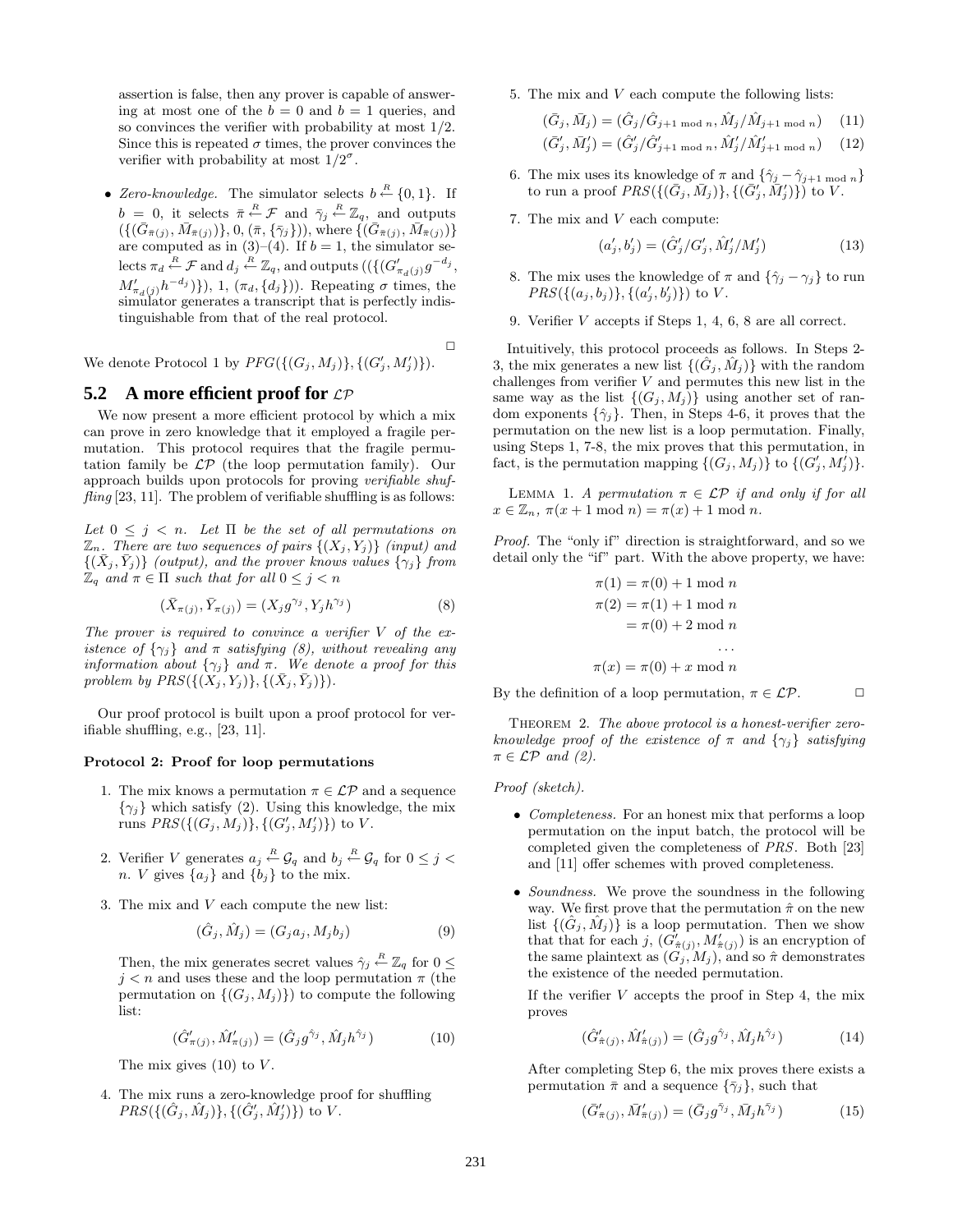assertion is false, then any prover is capable of answering at most one of the $b = 0$ and $b = 1$ queries, and so convinces the verifier with probability at most 1/2. Since this is repeated $\sigma$ times, the prover convinces the verifier with probability at most $1/2^{\sigma}$.

- *Zero-knowledge.* The simulator selects $b \xleftarrow{R} \{0, 1\}$. If $b = 0$, it selects $\bar{\pi} \xleftarrow{R} \mathcal{F}$ and $\bar{\gamma}_j \xleftarrow{R} \mathbb{Z}_q$, and outputs $(\{(\bar{G}_{\bar{\pi}(j)}, \bar{M}_{\bar{\pi}(j)})\}, 0, (\bar{\pi}, \{\bar{\gamma}_j\}))$, where $\{(\bar{G}_{\bar{\pi}(j)}, \bar{M}_{\bar{\pi}(j)})\}$ are computed as in (3)–(4). If $b = 1$, the simulator selects $\pi_d \xleftarrow{R} \mathcal{F}$ and $d_j \xleftarrow{R} \mathbb{Z}_q$, and outputs $((\{(G'_{\pi_d(j)} g^{-d_j}, M'_{\pi_d(j)} h^{-d_j})\}), 1, (\pi_d, \{d_j\}))$. Repeating $\sigma$ times, the simulator generates a transcript that is perfectly indistinguishable from that of the real protocol.

□

We denote Protocol 1 by $PFG(\{(G_j, M_j)\}, \{(G'_j, M'_j)\})$.

## 5.2 A more efficient proof for $\mathcal{LP}$

We now present a more efficient protocol by which a mix can prove in zero knowledge that it employed a fragile permutation. This protocol requires that the fragile permutation family be $\mathcal{LP}$ (the loop permutation family). Our approach builds upon protocols for proving *verifiable shuffling* [23, 11]. The problem of verifiable shuffling is as follows:

*Let $0 \le j < n$. Let $\Pi$ be the set of all permutations on $\mathbb{Z}_n$. There are two sequences of pairs $\{(X_j, Y_j)\}$ (input) and $\{(\bar{X}_j, \bar{Y}_j)\}$ (output), and the prover knows values $\{\gamma_j\}$ from $\mathbb{Z}_q$ and $\pi \in \Pi$ such that for all $0 \le j < n$*

$$(\bar{X}_{\pi(j)}, \bar{Y}_{\pi(j)}) = (X_j g^{\gamma_j}, Y_j h^{\gamma_j}) \tag{8}$$

*The prover is required to convince a verifier $V$ of the existence of $\{\gamma_j\}$ and $\pi$ satisfying (8), without revealing any information about $\{\gamma_j\}$ and $\pi$. We denote a proof for this problem by $PRS(\{(X_j, Y_j)\}, \{(\bar{X}_j, \bar{Y}_j)\})$.*

Our proof protocol is built upon a proof protocol for verifiable shuffling, e.g., [23, 11].

**Protocol 2: Proof for loop permutations**

1. The mix knows a permutation $\pi \in \mathcal{LP}$ and a sequence $\{\gamma_j\}$ which satisfy (2). Using this knowledge, the mix runs $PRS(\{(G_j, M_j)\}, \{(G'_j, M'_j)\})$ to $V$.
2. Verifier $V$ generates $a_j \xleftarrow{R} \mathcal{G}_q$ and $b_j \xleftarrow{R} \mathcal{G}_q$ for $0 \le j < n$. $V$ gives $\{a_j\}$ and $\{b_j\}$ to the mix.
3. The mix and $V$ each compute the new list:
$$(\hat{G}_j, \hat{M}_j) = (G_j a_j, M_j b_j) \tag{9}$$
Then, the mix generates secret values $\hat{\gamma}_j \xleftarrow{R} \mathbb{Z}_q$ for $0 \le j < n$ and uses these and the loop permutation $\pi$ (the permutation on $\{(G_j, M_j)\}$) to compute the following list:
$$(\hat{G}'_{\pi(j)}, \hat{M}'_{\pi(j)}) = (\hat{G}_j g^{\hat{\gamma}_j}, \hat{M}_j h^{\hat{\gamma}_j}) \tag{10}$$
The mix gives (10) to $V$.
4. The mix runs a zero-knowledge proof for shuffling $PRS(\{(\hat{G}_j, \hat{M}_j)\}, \{(\hat{G}'_j, \hat{M}'_j)\})$ to $V$.
5. The mix and $V$ each compute the following lists:
$$(\bar{G}_j, \bar{M}_j) = (\hat{G}_j/\hat{G}_{j+1 \bmod n}, \hat{M}_j/\hat{M}_{j+1 \bmod n}) \tag{11}$$
$$(\bar{G}'_j, \bar{M}'_j) = (\hat{G}'_j/\hat{G}'_{j+1 \bmod n}, \hat{M}'_j/\hat{M}'_{j+1 \bmod n}) \tag{12}$$
6. The mix uses its knowledge of $\pi$ and $\{\hat{\gamma}_j - \hat{\gamma}_{j+1 \bmod n}\}$ to run a proof $PRS(\{(\bar{G}_j, \bar{M}_j)\}, \{(\bar{G}'_j, \bar{M}'_j)\})$ to $V$.
7. The mix and $V$ each compute:
$$(a'_j, b'_j) = (\hat{G}'_j/G'_j, \hat{M}'_j/M'_j) \tag{13}$$
8. The mix uses the knowledge of $\pi$ and $\{\hat{\gamma}_j - \gamma_j\}$ to run $PRS(\{(a_j, b_j)\}, \{(a'_j, b'_j)\})$ to $V$.
9. Verifier $V$ accepts if Steps 1, 4, 6, 8 are all correct.

Intuitively, this protocol proceeds as follows. In Steps 2-3, the mix generates a new list $\{(\hat{G}_j, \hat{M}_j)\}$ with the random challenges from verifier $V$ and permutes this new list in the same way as the list $\{(G_j, M_j)\}$ using another set of random exponents $\{\hat{\gamma}_j\}$. Then, in Steps 4-6, it proves that the permutation on the new list is a loop permutation. Finally, using Steps 1, 7-8, the mix proves that this permutation, in fact, is the permutation mapping $\{(G_j, M_j)\}$ to $\{(G'_j, M'_j)\}$.

LEMMA 1. *A permutation $\pi \in \mathcal{LP}$ if and only if for all $x \in \mathbb{Z}_n$, $\pi(x + 1 \bmod n) = \pi(x) + 1 \bmod n$.*

*Proof.* The "only if" direction is straightforward, and so we detail only the "if" part. With the above property, we have:

$$\begin{aligned}
\pi(1) &= \pi(0) + 1 \bmod n \\
\pi(2) &= \pi(1) + 1 \bmod n \\
&= \pi(0) + 2 \bmod n \\
&\cdots \\
\pi(x) &= \pi(0) + x \bmod n
\end{aligned}$$

By the definition of a loop permutation, $\pi \in \mathcal{LP}$. □

THEOREM 2. *The above protocol is a honest-verifier zero-knowledge proof of the existence of $\pi$ and $\{\gamma_j\}$ satisfying $\pi \in \mathcal{LP}$ and (2).*

*Proof (sketch).*

- *Completeness.* For an honest mix that performs a loop permutation on the input batch, the protocol will be completed given the completeness of $PRS$. Both [23] and [11] offer schemes with proved completeness.
- *Soundness.* We prove the soundness in the following way. We first prove that the permutation $\hat{\pi}$ on the new list $\{(\hat{G}_j, \hat{M}_j)\}$ is a loop permutation. Then we show that that for each $j$, $(G'_{\hat{\pi}(j)}, M'_{\hat{\pi}(j)})$ is an encryption of the same plaintext as $(G_j, M_j)$, and so $\hat{\pi}$ demonstrates the existence of the needed permutation.

  If the verifier $V$ accepts the proof in Step 4, the mix proves
  $$(\hat{G}'_{\hat{\pi}(j)}, \hat{M}'_{\hat{\pi}(j)}) = (\hat{G}_j g^{\hat{\gamma}_j}, \hat{M}_j h^{\hat{\gamma}_j}) \tag{14}$$
  After completing Step 6, the mix proves there exists a permutation $\bar{\pi}$ and a sequence $\{\bar{\gamma}_j\}$, such that
  $$(\bar{G}'_{\bar{\pi}(j)}, \bar{M}'_{\bar{\pi}(j)}) = (\bar{G}_j g^{\bar{\gamma}_j}, \bar{M}_j h^{\bar{\gamma}_j}) \tag{15}$$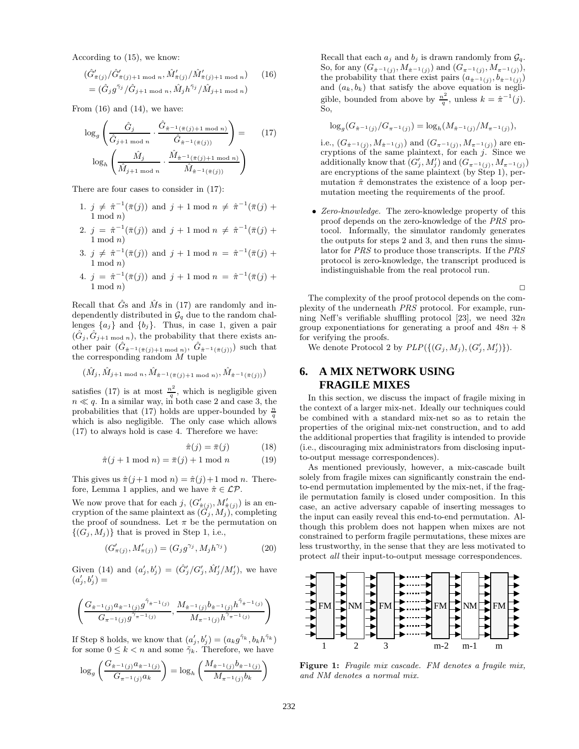According to (15), we know:

$$(\hat{G}'_{\bar{\pi}(j)}/\hat{G}'_{\bar{\pi}(j)+1 \bmod n}, \hat{M}'_{\bar{\pi}(j)}/\hat{M}'_{\bar{\pi}(j)+1 \bmod n}) = (\hat{G}_j g^{\bar{\gamma}_j}/\hat{G}_{j+1 \bmod n}, \hat{M}_j h^{\bar{\gamma}_j}/\hat{M}_{j+1 \bmod n}) \quad (16)$$

From (16) and (14), we have:

$$\log_g \left( \frac{\hat{G}_j}{\hat{G}_{j+1 \bmod n}} \cdot \frac{\hat{G}_{\hat{\pi}^{-1}(\bar{\pi}(j)+1 \bmod n)}}{\hat{G}_{\hat{\pi}^{-1}(\bar{\pi}(j))}} \right) = \log_h \left( \frac{\hat{M}_j}{\hat{M}_{j+1 \bmod n}} \cdot \frac{\hat{M}_{\hat{\pi}^{-1}(\bar{\pi}(j)+1 \bmod n)}}{\hat{M}_{\hat{\pi}^{-1}(\bar{\pi}(j))}} \right) \quad (17)$$

There are four cases to consider in (17):

1. $j \neq \hat{\pi}^{-1}(\bar{\pi}(j))$ and $j + 1 \bmod n \neq \hat{\pi}^{-1}(\bar{\pi}(j) + 1 \bmod n)$
2. $j = \hat{\pi}^{-1}(\bar{\pi}(j))$ and $j + 1 \bmod n \neq \hat{\pi}^{-1}(\bar{\pi}(j) + 1 \bmod n)$
3. $j \neq \hat{\pi}^{-1}(\bar{\pi}(j))$ and $j + 1 \bmod n = \hat{\pi}^{-1}(\bar{\pi}(j) + 1 \bmod n)$
4. $j = \hat{\pi}^{-1}(\bar{\pi}(j))$ and $j + 1 \bmod n = \hat{\pi}^{-1}(\bar{\pi}(j) + 1 \bmod n)$

Recall that $\hat{G}$s and $\hat{M}$s in (17) are randomly and independently distributed in $\mathcal{G}_q$ due to the random challenges $\{a_j\}$ and $\{b_j\}$. Thus, in case 1, given a pair $(\hat{G}_j, \hat{G}_{j+1 \bmod n})$, the probability that there exists another pair $(\hat{G}_{\hat{\pi}^{-1}(\bar{\pi}(j)+1 \bmod n)}, \hat{G}_{\hat{\pi}^{-1}(\bar{\pi}(j))})$ such that the corresponding random $M$ tuple

$$(\hat{M}_j, \hat{M}_{j+1 \bmod n}, \hat{M}_{\hat{\pi}^{-1}(\bar{\pi}(j)+1 \bmod n)}, \hat{M}_{\hat{\pi}^{-1}(\bar{\pi}(j))})$$

satisfies (17) is at most $\frac{n^2}{q}$, which is negligible given $n \ll q$. In a similar way, in both case 2 and case 3, the probabilities that (17) holds are upper-bounded by $\frac{n}{q}$ which is also negligible. The only case which allows (17) to always hold is case 4. Therefore we have:

$$\hat{\pi}(j) = \bar{\pi}(j) \quad (18)$$

$$\hat{\pi}(j + 1 \bmod n) = \bar{\pi}(j) + 1 \bmod n \quad (19)$$

This gives us $\hat{\pi}(j+1 \bmod n) = \hat{\pi}(j)+1 \bmod n$. Therefore, Lemma 1 applies, and we have $\hat{\pi} \in \mathcal{LP}$.

We now prove that for each $j$, $(G'_{\hat{\pi}(j)}, M'_{\hat{\pi}(j)})$ is an encryption of the same plaintext as $(G_j, M_j)$, completing the proof of soundness. Let $\pi$ be the permutation on $\{(G_j, M_j)\}$ that is proved in Step 1, i.e.,

$$(G'_{\pi(j)}, M'_{\pi(j)}) = (G_j g^{\gamma_j}, M_j h^{\gamma_j}) \quad (20)$$

Given (14) and $(a'_j, b'_j) = (\hat{G}'_j/G'_j, \hat{M}'_j/M'_j)$, we have $(a'_j, b'_j) =$

$$\left( \frac{G_{\hat{\pi}^{-1}(j)} a_{\hat{\pi}^{-1}(j)} g^{\hat{\gamma}_{\hat{\pi}^{-1}(j)}}}{G_{\pi^{-1}(j)} g^{\gamma_{\pi^{-1}(j)}}}, \frac{M_{\hat{\pi}^{-1}(j)} b_{\hat{\pi}^{-1}(j)} h^{\hat{\gamma}_{\hat{\pi}^{-1}(j)}}}{M_{\pi^{-1}(j)} h^{\gamma_{\pi^{-1}(j)}}} \right)$$

If Step 8 holds, we know that $(a'_j, b'_j) = (a_k g^{\tilde{\gamma}_k}, b_k h^{\tilde{\gamma}_k})$ for some $0 \leq k < n$ and some $\tilde{\gamma}_k$. Therefore, we have

$$\log_g \left( \frac{G_{\hat{\pi}^{-1}(j)} a_{\hat{\pi}^{-1}(j)}}{G_{\pi^{-1}(j)} a_k} \right) = \log_h \left( \frac{M_{\hat{\pi}^{-1}(j)} b_{\hat{\pi}^{-1}(j)}}{M_{\pi^{-1}(j)} b_k} \right)$$

Recall that each $a_j$ and $b_j$ is drawn randomly from $\mathcal{G}_q$. So, for any $(G_{\hat{\pi}^{-1}(j)}, M_{\hat{\pi}^{-1}(j)})$ and $(G_{\pi^{-1}(j)}, M_{\pi^{-1}(j)})$, the probability that there exist pairs $(a_{\hat{\pi}^{-1}(j)}, b_{\hat{\pi}^{-1}(j)})$ and $(a_k, b_k)$ that satisfy the above equation is negligible, bounded from above by $\frac{n^2}{q}$, unless $k = \hat{\pi}^{-1}(j)$. So,

$$\log_g(G_{\hat{\pi}^{-1}(j)}/G_{\pi^{-1}(j)}) = \log_h(M_{\hat{\pi}^{-1}(j)}/M_{\pi^{-1}(j)}),$$

i.e., $(G_{\hat{\pi}^{-1}(j)}, M_{\hat{\pi}^{-1}(j)})$ and $(G_{\pi^{-1}(j)}, M_{\pi^{-1}(j)})$ are encryptions of the same plaintext, for each $j$. Since we additionally know that $(G'_j, M'_j)$ and $(G_{\pi^{-1}(j)}, M_{\pi^{-1}(j)})$ are encryptions of the same plaintext (by Step 1), permutation $\hat{\pi}$ demonstrates the existence of a loop permutation meeting the requirements of the proof.

- *Zero-knowledge.* The zero-knowledge property of this proof depends on the zero-knowledge of the *PRS* protocol. Informally, the simulator randomly generates the outputs for steps 2 and 3, and then runs the simulator for *PRS* to produce those transcripts. If the *PRS* protocol is zero-knowledge, the transcript produced is indistinguishable from the real protocol run.

□

The complexity of the proof protocol depends on the complexity of the underneath *PRS* protocol. For example, running Neff's verifiable shuffling protocol [23], we need $32n$ group exponentiations for generating a proof and $48n + 8$ for verifying the proofs.

We denote Protocol 2 by $PLP(\{(G_j, M_j), (G'_j, M'_j)\})$.

# 6. A MIX NETWORK USING FRAGILE MIXES

In this section, we discuss the impact of fragile mixing in the context of a larger mix-net. Ideally our techniques could be combined with a standard mix-net so as to retain the properties of the original mix-net construction, and to add the additional properties that fragility is intended to provide (i.e., discouraging mix administrators from disclosing input-to-output message correspondences).

As mentioned previously, however, a mix-cascade built solely from fragile mixes can significantly constrain the end-to-end permutation implemented by the mix-net, if the fragile permutation family is closed under composition. In this case, an active adversary capable of inserting messages to the input can easily reveal this end-to-end permutation. Although this problem does not happen when mixes are not constrained to perform fragile permutations, these mixes are less trustworthy, in the sense that they are less motivated to protect *all* their input-to-output message correspondences.

**Figure 1:** *Fragile mix cascade. FM denotes a fragile mix, and NM denotes a normal mix.*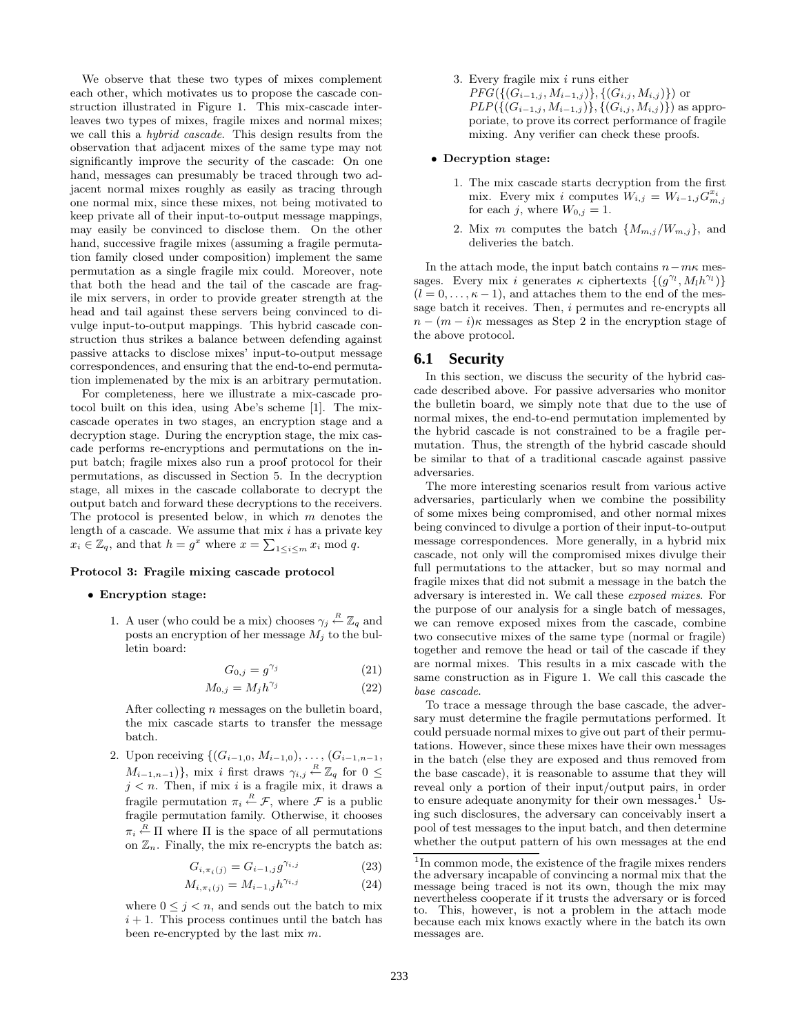We observe that these two types of mixes complement each other, which motivates us to propose the cascade construction illustrated in Figure 1. This mix-cascade interleaves two types of mixes, fragile mixes and normal mixes; we call this a *hybrid cascade*. This design results from the observation that adjacent mixes of the same type may not significantly improve the security of the cascade: On one hand, messages can presumably be traced through two adjacent normal mixes roughly as easily as tracing through one normal mix, since these mixes, not being motivated to keep private all of their input-to-output message mappings, may easily be convinced to disclose them. On the other hand, successive fragile mixes (assuming a fragile permutation family closed under composition) implement the same permutation as a single fragile mix could. Moreover, note that both the head and the tail of the cascade are fragile mix servers, in order to provide greater strength at the head and tail against these servers being convinced to divulge input-to-output mappings. This hybrid cascade construction thus strikes a balance between defending against passive attacks to disclose mixes' input-to-output message correspondences, and ensuring that the end-to-end permutation implemenated by the mix is an arbitrary permutation.

For completeness, here we illustrate a mix-cascade protocol built on this idea, using Abe's scheme [1]. The mix-cascade operates in two stages, an encryption stage and a decryption stage. During the encryption stage, the mix cascade performs re-encryptions and permutations on the input batch; fragile mixes also run a proof protocol for their permutations, as discussed in Section 5. In the decryption stage, all mixes in the cascade collaborate to decrypt the output batch and forward these decryptions to the receivers. The protocol is presented below, in which $m$ denotes the length of a cascade. We assume that mix $i$ has a private key $x_i \in \mathbb{Z}_q$, and that $h = g^x$ where $x = \sum_{1 \le i \le m} x_i \bmod q$.

**Protocol 3: Fragile mixing cascade protocol**

- **Encryption stage:**

  1. A user (who could be a mix) chooses $\gamma_j \overset{R}{\leftarrow} \mathbb{Z}_q$ and posts an encryption of her message $M_j$ to the bulletin board:

  $$G_{0,j} = g^{\gamma_j} \tag{21}$$

  $$M_{0,j} = M_j h^{\gamma_j} \tag{22}$$

  After collecting $n$ messages on the bulletin board, the mix cascade starts to transfer the message batch.

  2. Upon receiving $\{(G_{i-1,0}, M_{i-1,0}), \ldots, (G_{i-1,n-1}, M_{i-1,n-1})\}$, mix $i$ first draws $\gamma_{i,j} \overset{R}{\leftarrow} \mathbb{Z}_q$ for $0 \le j < n$. Then, if mix $i$ is a fragile mix, it draws a fragile permutation $\pi_i \overset{R}{\leftarrow} \mathcal{F}$, where $\mathcal{F}$ is a public fragile permutation family. Otherwise, it chooses $\pi_i \overset{R}{\leftarrow} \Pi$ where $\Pi$ is the space of all permutations on $\mathbb{Z}_n$. Finally, the mix re-encrypts the batch as:

  $$G_{i,\pi_i(j)} = G_{i-1,j} g^{\gamma_{i,j}} \tag{23}$$

  $$M_{i,\pi_i(j)} = M_{i-1,j} h^{\gamma_{i,j}} \tag{24}$$

  where $0 \le j < n$, and sends out the batch to mix $i+1$. This process continues until the batch has been re-encrypted by the last mix $m$.

  3. Every fragile mix $i$ runs either $PFG(\{(G_{i-1,j}, M_{i-1,j})\}, \{(G_{i,j}, M_{i,j})\})$ or $PLP(\{(G_{i-1,j}, M_{i-1,j})\}, \{(G_{i,j}, M_{i,j})\})$ as approporiate, to prove its correct performance of fragile mixing. Any verifier can check these proofs.

- **Decryption stage:**

  1. The mix cascade starts decryption from the first mix. Every mix $i$ computes $W_{i,j} = W_{i-1,j} G_{m,j}^{x_i}$ for each $j$, where $W_{0,j} = 1$.

  2. Mix $m$ computes the batch $\{M_{m,j}/W_{m,j}\}$, and deliveries the batch.

In the attach mode, the input batch contains $n - m\kappa$ messages. Every mix $i$ generates $\kappa$ ciphertexts $\{(g^{\gamma_l}, M_l h^{\gamma_l})\}$ $(l = 0, \ldots, \kappa - 1)$, and attaches them to the end of the message batch it receives. Then, $i$ permutes and re-encrypts all $n - (m-i)\kappa$ messages as Step 2 in the encryption stage of the above protocol.

## 6.1 Security

In this section, we discuss the security of the hybrid cascade described above. For passive adversaries who monitor the bulletin board, we simply note that due to the use of normal mixes, the end-to-end permutation implemented by the hybrid cascade is not constrained to be a fragile permutation. Thus, the strength of the hybrid cascade should be similar to that of a traditional cascade against passive adversaries.

The more interesting scenarios result from various active adversaries, particularly when we combine the possibility of some mixes being compromised, and other normal mixes being convinced to divulge a portion of their input-to-output message correspondences. More generally, in a hybrid mix cascade, not only will the compromised mixes divulge their full permutations to the attacker, but so may normal and fragile mixes that did not submit a message in the batch the adversary is interested in. We call these *exposed mixes*. For the purpose of our analysis for a single batch of messages, we can remove exposed mixes from the cascade, combine two consecutive mixes of the same type (normal or fragile) together and remove the head or tail of the cascade if they are normal mixes. This results in a mix cascade with the same construction as in Figure 1. We call this cascade the *base cascade*.

To trace a message through the base cascade, the adversary must determine the fragile permutations performed. It could persuade normal mixes to give out part of their permutations. However, since these mixes have their own messages in the batch (else they are exposed and thus removed from the base cascade), it is reasonable to assume that they will reveal only a portion of their input/output pairs, in order to ensure adequate anonymity for their own messages.[1] Using such disclosures, the adversary can conceivably insert a pool of test messages to the input batch, and then determine whether the output pattern of his own messages at the end

[1] In common mode, the existence of the fragile mixes renders the adversary incapable of convincing a normal mix that the message being traced is not its own, though the mix may nevertheless cooperate if it trusts the adversary or is forced to. This, however, is not a problem in the attach mode because each mix knows exactly where in the batch its own messages are.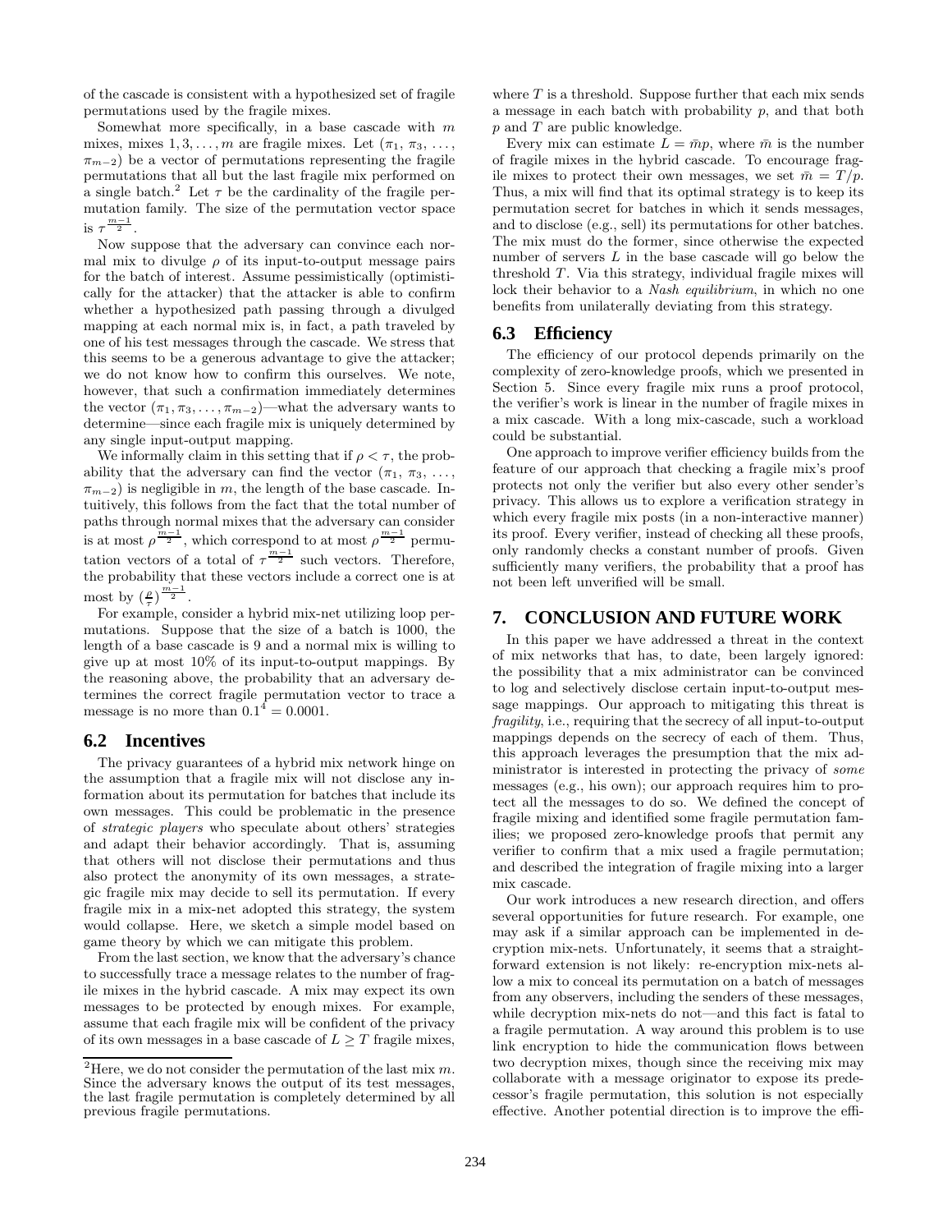of the cascade is consistent with a hypothesized set of fragile permutations used by the fragile mixes.

Somewhat more specifically, in a base cascade with $m$ mixes, mixes $1, 3, \ldots, m$ are fragile mixes. Let $(\pi_1, \pi_3, \ldots, \pi_{m-2})$ be a vector of permutations representing the fragile permutations that all but the last fragile mix performed on a single batch.[2] Let $\tau$ be the cardinality of the fragile permutation family. The size of the permutation vector space is $\tau^{\frac{m-1}{2}}$.

Now suppose that the adversary can convince each normal mix to divulge $\rho$ of its input-to-output message pairs for the batch of interest. Assume pessimistically (optimistically for the attacker) that the attacker is able to confirm whether a hypothesized path passing through a divulged mapping at each normal mix is, in fact, a path traveled by one of his test messages through the cascade. We stress that this seems to be a generous advantage to give the attacker; we do not know how to confirm this ourselves. We note, however, that such a confirmation immediately determines the vector $(\pi_1, \pi_3, \ldots, \pi_{m-2})$—what the adversary wants to determine—since each fragile mix is uniquely determined by any single input-output mapping.

We informally claim in this setting that if $\rho < \tau$, the probability that the adversary can find the vector $(\pi_1, \pi_3, \ldots, \pi_{m-2})$ is negligible in $m$, the length of the base cascade. Intuitively, this follows from the fact that the total number of paths through normal mixes that the adversary can consider is at most $\rho^{\frac{m-1}{2}}$, which correspond to at most $\rho^{\frac{m-1}{2}}$ permutation vectors of a total of $\tau^{\frac{m-1}{2}}$ such vectors. Therefore, the probability that these vectors include a correct one is at most by $(\frac{\rho}{\tau})^{\frac{m-1}{2}}$.

For example, consider a hybrid mix-net utilizing loop permutations. Suppose that the size of a batch is 1000, the length of a base cascade is 9 and a normal mix is willing to give up at most 10% of its input-to-output mappings. By the reasoning above, the probability that an adversary determines the correct fragile permutation vector to trace a message is no more than $0.1^4 = 0.0001$.

## 6.2 Incentives

The privacy guarantees of a hybrid mix network hinge on the assumption that a fragile mix will not disclose any information about its permutation for batches that include its own messages. This could be problematic in the presence of *strategic players* who speculate about others' strategies and adapt their behavior accordingly. That is, assuming that others will not disclose their permutations and thus also protect the anonymity of its own messages, a strategic fragile mix may decide to sell its permutation. If every fragile mix in a mix-net adopted this strategy, the system would collapse. Here, we sketch a simple model based on game theory by which we can mitigate this problem.

From the last section, we know that the adversary's chance to successfully trace a message relates to the number of fragile mixes in the hybrid cascade. A mix may expect its own messages to be protected by enough mixes. For example, assume that each fragile mix will be confident of the privacy of its own messages in a base cascade of $L \geq T$ fragile mixes, where $T$ is a threshold. Suppose further that each mix sends a message in each batch with probability $p$, and that both $p$ and $T$ are public knowledge.

Every mix can estimate $L = \bar{m}p$, where $\bar{m}$ is the number of fragile mixes in the hybrid cascade. To encourage fragile mixes to protect their own messages, we set $\bar{m} = T/p$. Thus, a mix will find that its optimal strategy is to keep its permutation secret for batches in which it sends messages, and to disclose (e.g., sell) its permutations for other batches. The mix must do the former, since otherwise the expected number of servers $L$ in the base cascade will go below the threshold $T$. Via this strategy, individual fragile mixes will lock their behavior to a *Nash equilibrium*, in which no one benefits from unilaterally deviating from this strategy.

## 6.3 Efficiency

The efficiency of our protocol depends primarily on the complexity of zero-knowledge proofs, which we presented in Section 5. Since every fragile mix runs a proof protocol, the verifier's work is linear in the number of fragile mixes in a mix cascade. With a long mix-cascade, such a workload could be substantial.

One approach to improve verifier efficiency builds from the feature of our approach that checking a fragile mix's proof protects not only the verifier but also every other sender's privacy. This allows us to explore a verification strategy in which every fragile mix posts (in a non-interactive manner) its proof. Every verifier, instead of checking all these proofs, only randomly checks a constant number of proofs. Given sufficiently many verifiers, the probability that a proof has not been left unverified will be small.

# 7. CONCLUSION AND FUTURE WORK

In this paper we have addressed a threat in the context of mix networks that has, to date, been largely ignored: the possibility that a mix administrator can be convinced to log and selectively disclose certain input-to-output message mappings. Our approach to mitigating this threat is *fragility*, i.e., requiring that the secrecy of all input-to-output mappings depends on the secrecy of each of them. Thus, this approach leverages the presumption that the mix administrator is interested in protecting the privacy of *some* messages (e.g., his own); our approach requires him to protect all the messages to do so. We defined the concept of fragile mixing and identified some fragile permutation families; we proposed zero-knowledge proofs that permit any verifier to confirm that a mix used a fragile permutation; and described the integration of fragile mixing into a larger mix cascade.

Our work introduces a new research direction, and offers several opportunities for future research. For example, one may ask if a similar approach can be implemented in decryption mix-nets. Unfortunately, it seems that a straightforward extension is not likely: re-encryption mix-nets allow a mix to conceal its permutation on a batch of messages from any observers, including the senders of these messages, while decryption mix-nets do not—and this fact is fatal to a fragile permutation. A way around this problem is to use link encryption to hide the communication flows between two decryption mixes, though since the receiving mix may collaborate with a message originator to expose its predecessor's fragile permutation, this solution is not especially effective. Another potential direction is to improve the effi-

[2] Here, we do not consider the permutation of the last mix $m$. Since the adversary knows the output of its test messages, the last fragile permutation is completely determined by all previous fragile permutations.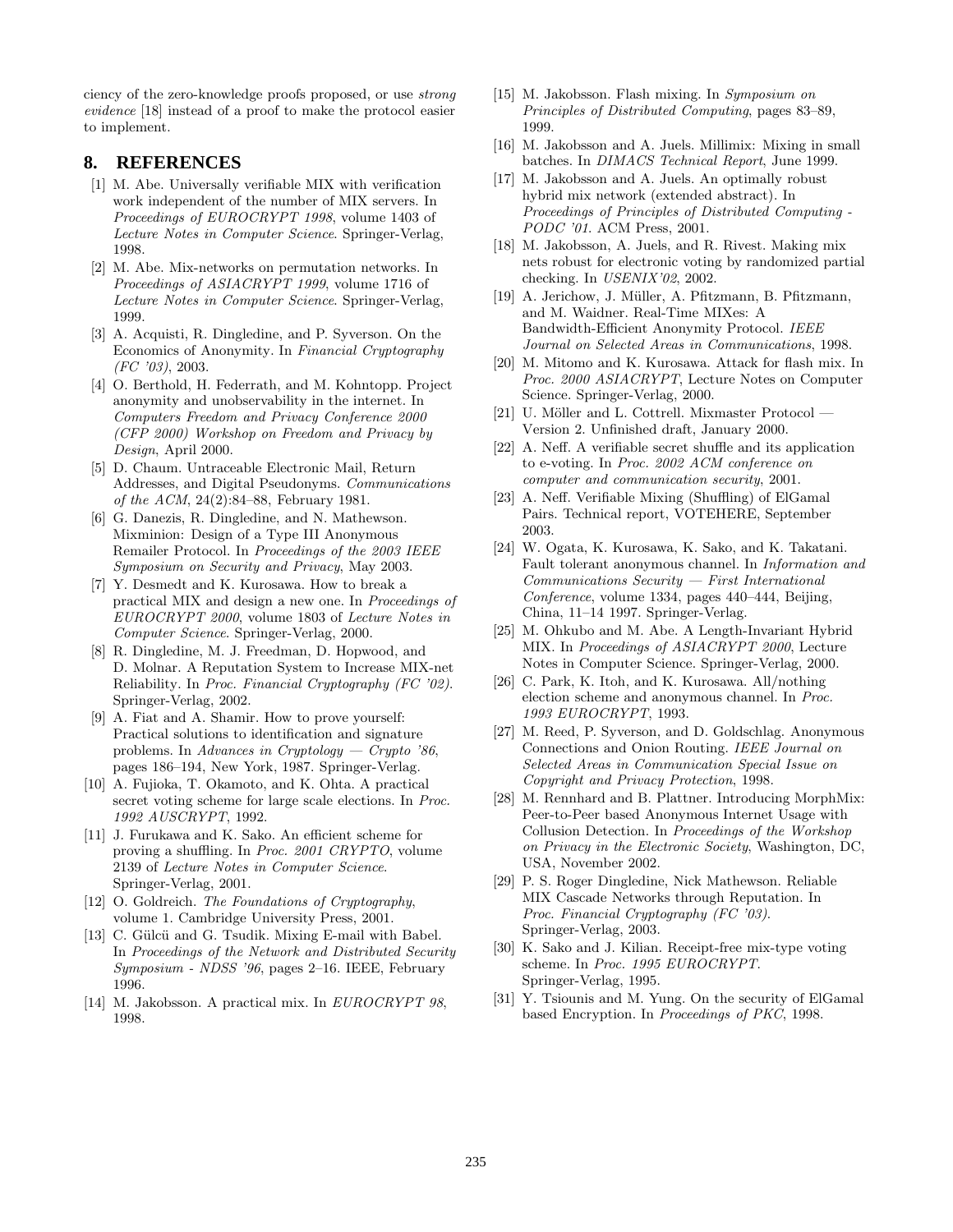ciency of the zero-knowledge proofs proposed, or use *strong evidence* [18] instead of a proof to make the protocol easier to implement.

## 8. REFERENCES

[1] M. Abe. Universally verifiable MIX with verification work independent of the number of MIX servers. In *Proceedings of EUROCRYPT 1998*, volume 1403 of *Lecture Notes in Computer Science*. Springer-Verlag, 1998.

[2] M. Abe. Mix-networks on permutation networks. In *Proceedings of ASIACRYPT 1999*, volume 1716 of *Lecture Notes in Computer Science*. Springer-Verlag, 1999.

[3] A. Acquisti, R. Dingledine, and P. Syverson. On the Economics of Anonymity. In *Financial Cryptography (FC '03)*, 2003.

[4] O. Berthold, H. Federrath, and M. Kohntopp. Project anonymity and unobservability in the internet. In *Computers Freedom and Privacy Conference 2000 (CFP 2000) Workshop on Freedom and Privacy by Design*, April 2000.

[5] D. Chaum. Untraceable Electronic Mail, Return Addresses, and Digital Pseudonyms. *Communications of the ACM*, 24(2):84–88, February 1981.

[6] G. Danezis, R. Dingledine, and N. Mathewson. Mixminion: Design of a Type III Anonymous Remailer Protocol. In *Proceedings of the 2003 IEEE Symposium on Security and Privacy*, May 2003.

[7] Y. Desmedt and K. Kurosawa. How to break a practical MIX and design a new one. In *Proceedings of EUROCRYPT 2000*, volume 1803 of *Lecture Notes in Computer Science*. Springer-Verlag, 2000.

[8] R. Dingledine, M. J. Freedman, D. Hopwood, and D. Molnar. A Reputation System to Increase MIX-net Reliability. In *Proc. Financial Cryptography (FC '02)*. Springer-Verlag, 2002.

[9] A. Fiat and A. Shamir. How to prove yourself: Practical solutions to identification and signature problems. In *Advances in Cryptology — Crypto '86*, pages 186–194, New York, 1987. Springer-Verlag.

[10] A. Fujioka, T. Okamoto, and K. Ohta. A practical secret voting scheme for large scale elections. In *Proc. 1992 AUSCRYPT*, 1992.

[11] J. Furukawa and K. Sako. An efficient scheme for proving a shuffling. In *Proc. 2001 CRYPTO*, volume 2139 of *Lecture Notes in Computer Science*. Springer-Verlag, 2001.

[12] O. Goldreich. *The Foundations of Cryptography*, volume 1. Cambridge University Press, 2001.

[13] C. Gülcü and G. Tsudik. Mixing E-mail with Babel. In *Proceedings of the Network and Distributed Security Symposium - NDSS '96*, pages 2–16. IEEE, February 1996.

[14] M. Jakobsson. A practical mix. In *EUROCRYPT 98*, 1998.

[15] M. Jakobsson. Flash mixing. In *Symposium on Principles of Distributed Computing*, pages 83–89, 1999.

[16] M. Jakobsson and A. Juels. Millimix: Mixing in small batches. In *DIMACS Technical Report*, June 1999.

[17] M. Jakobsson and A. Juels. An optimally robust hybrid mix network (extended abstract). In *Proceedings of Principles of Distributed Computing - PODC '01*. ACM Press, 2001.

[18] M. Jakobsson, A. Juels, and R. Rivest. Making mix nets robust for electronic voting by randomized partial checking. In *USENIX'02*, 2002.

[19] A. Jerichow, J. Müller, A. Pfitzmann, B. Pfitzmann, and M. Waidner. Real-Time MIXes: A Bandwidth-Efficient Anonymity Protocol. *IEEE Journal on Selected Areas in Communications*, 1998.

[20] M. Mitomo and K. Kurosawa. Attack for flash mix. In *Proc. 2000 ASIACRYPT*, Lecture Notes on Computer Science. Springer-Verlag, 2000.

[21] U. Möller and L. Cottrell. Mixmaster Protocol — Version 2. Unfinished draft, January 2000.

[22] A. Neff. A verifiable secret shuffle and its application to e-voting. In *Proc. 2002 ACM conference on computer and communication security*, 2001.

[23] A. Neff. Verifiable Mixing (Shuffling) of ElGamal Pairs. Technical report, VOTEHERE, September 2003.

[24] W. Ogata, K. Kurosawa, K. Sako, and K. Takatani. Fault tolerant anonymous channel. In *Information and Communications Security — First International Conference*, volume 1334, pages 440–444, Beijing, China, 11–14 1997. Springer-Verlag.

[25] M. Ohkubo and M. Abe. A Length-Invariant Hybrid MIX. In *Proceedings of ASIACRYPT 2000*, Lecture Notes in Computer Science. Springer-Verlag, 2000.

[26] C. Park, K. Itoh, and K. Kurosawa. All/nothing election scheme and anonymous channel. In *Proc. 1993 EUROCRYPT*, 1993.

[27] M. Reed, P. Syverson, and D. Goldschlag. Anonymous Connections and Onion Routing. *IEEE Journal on Selected Areas in Communication Special Issue on Copyright and Privacy Protection*, 1998.

[28] M. Rennhard and B. Plattner. Introducing MorphMix: Peer-to-Peer based Anonymous Internet Usage with Collusion Detection. In *Proceedings of the Workshop on Privacy in the Electronic Society*, Washington, DC, USA, November 2002.

[29] P. S. Roger Dingledine, Nick Mathewson. Reliable MIX Cascade Networks through Reputation. In *Proc. Financial Cryptography (FC '03)*. Springer-Verlag, 2003.

[30] K. Sako and J. Kilian. Receipt-free mix-type voting scheme. In *Proc. 1995 EUROCRYPT*. Springer-Verlag, 1995.

[31] Y. Tsiounis and M. Yung. On the security of ElGamal based Encryption. In *Proceedings of PKC*, 1998.